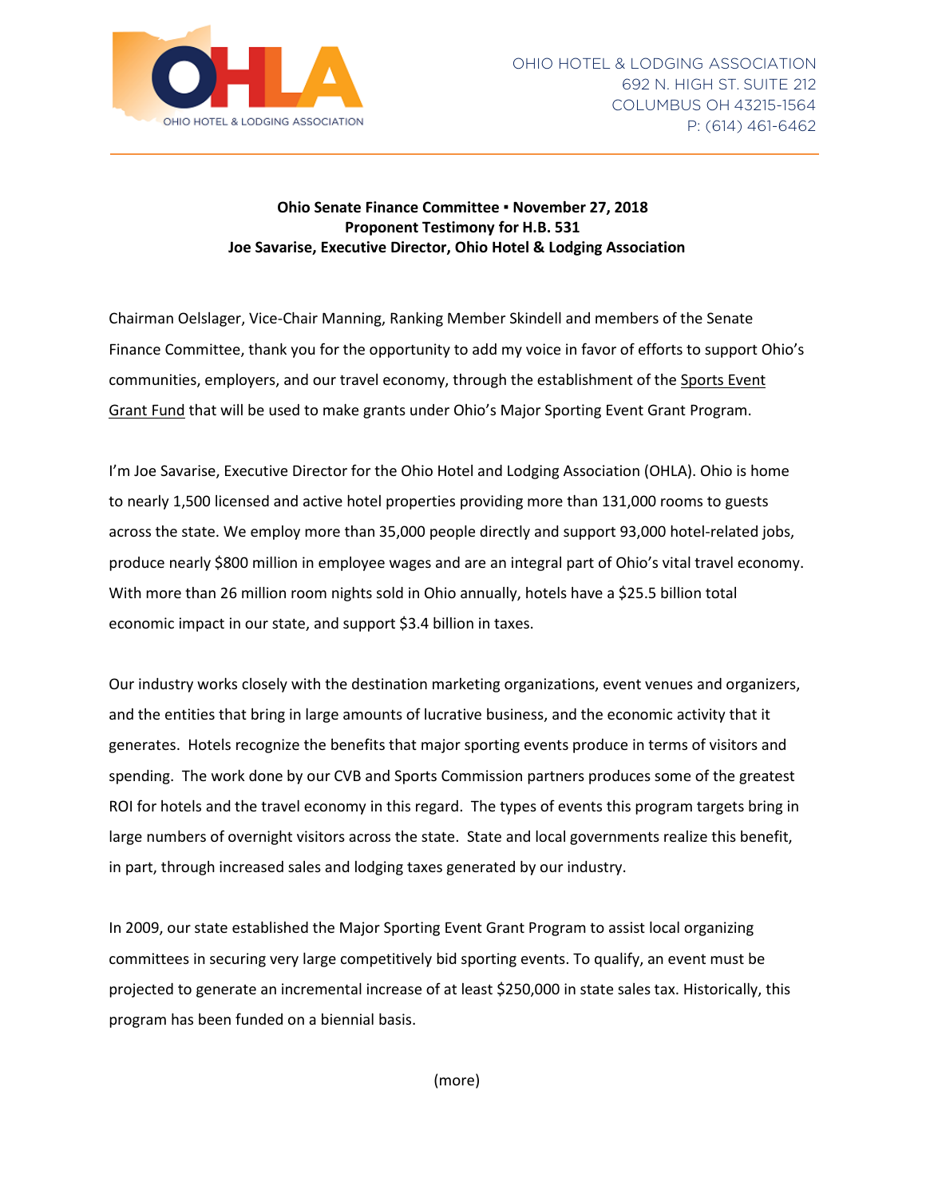OHIO HOTEL & LODGING ASSOCIATION
692 N. HIGH ST. SUITE 212
COLUMBUS OH 43215-1564
P: (614) 461-6462

**Ohio Senate Finance Committee ▪ November 27, 2018**
**Proponent Testimony for H.B. 531**
**Joe Savarise, Executive Director, Ohio Hotel & Lodging Association**

Chairman Oelslager, Vice-Chair Manning, Ranking Member Skindell and members of the Senate Finance Committee, thank you for the opportunity to add my voice in favor of efforts to support Ohio's communities, employers, and our travel economy, through the establishment of the <u>Sports Event Grant Fund</u> that will be used to make grants under Ohio's Major Sporting Event Grant Program.

I'm Joe Savarise, Executive Director for the Ohio Hotel and Lodging Association (OHLA). Ohio is home to nearly 1,500 licensed and active hotel properties providing more than 131,000 rooms to guests across the state. We employ more than 35,000 people directly and support 93,000 hotel-related jobs, produce nearly $800 million in employee wages and are an integral part of Ohio's vital travel economy. With more than 26 million room nights sold in Ohio annually, hotels have a $25.5 billion total economic impact in our state, and support $3.4 billion in taxes.

Our industry works closely with the destination marketing organizations, event venues and organizers, and the entities that bring in large amounts of lucrative business, and the economic activity that it generates. Hotels recognize the benefits that major sporting events produce in terms of visitors and spending. The work done by our CVB and Sports Commission partners produces some of the greatest ROI for hotels and the travel economy in this regard. The types of events this program targets bring in large numbers of overnight visitors across the state. State and local governments realize this benefit, in part, through increased sales and lodging taxes generated by our industry.

In 2009, our state established the Major Sporting Event Grant Program to assist local organizing committees in securing very large competitively bid sporting events. To qualify, an event must be projected to generate an incremental increase of at least $250,000 in state sales tax. Historically, this program has been funded on a biennial basis.

(more)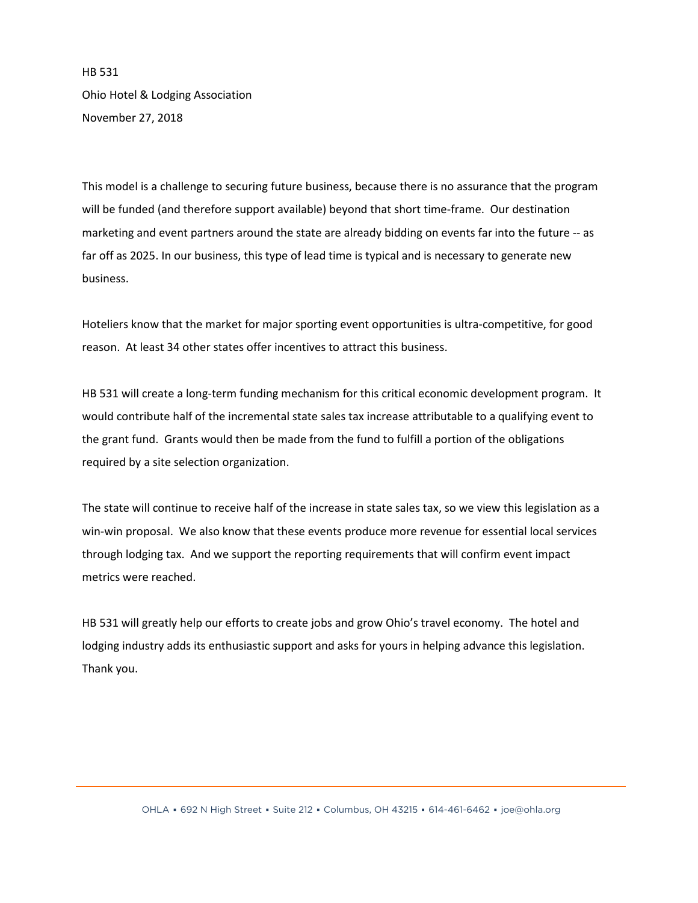HB 531

Ohio Hotel & Lodging Association

November 27, 2018

This model is a challenge to securing future business, because there is no assurance that the program will be funded (and therefore support available) beyond that short time-frame. Our destination marketing and event partners around the state are already bidding on events far into the future -- as far off as 2025. In our business, this type of lead time is typical and is necessary to generate new business.

Hoteliers know that the market for major sporting event opportunities is ultra-competitive, for good reason. At least 34 other states offer incentives to attract this business.

HB 531 will create a long-term funding mechanism for this critical economic development program. It would contribute half of the incremental state sales tax increase attributable to a qualifying event to the grant fund. Grants would then be made from the fund to fulfill a portion of the obligations required by a site selection organization.

The state will continue to receive half of the increase in state sales tax, so we view this legislation as a win-win proposal. We also know that these events produce more revenue for essential local services through lodging tax. And we support the reporting requirements that will confirm event impact metrics were reached.

HB 531 will greatly help our efforts to create jobs and grow Ohio's travel economy. The hotel and lodging industry adds its enthusiastic support and asks for yours in helping advance this legislation. Thank you.

OHLA ▪ 692 N High Street ▪ Suite 212 ▪ Columbus, OH 43215 ▪ 614-461-6462 ▪ joe@ohla.org